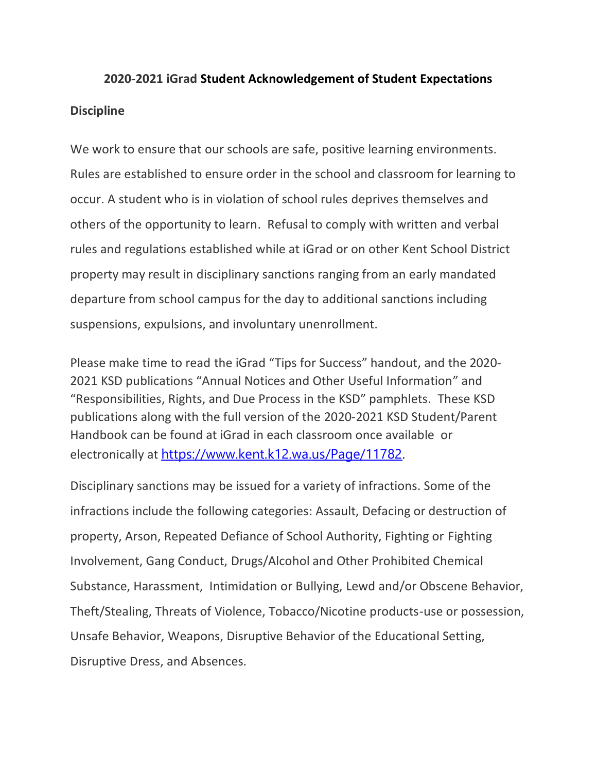# 2020-2021 iGrad Student Acknowledgement of Student Expectations

## Discipline

We work to ensure that our schools are safe, positive learning environments. Rules are established to ensure order in the school and classroom for learning to occur. A student who is in violation of school rules deprives themselves and others of the opportunity to learn. Refusal to comply with written and verbal rules and regulations established while at iGrad or on other Kent School District property may result in disciplinary sanctions ranging from an early mandated departure from school campus for the day to additional sanctions including suspensions, expulsions, and involuntary unenrollment.

Please make time to read the iGrad "Tips for Success" handout, and the 2020-2021 KSD publications "Annual Notices and Other Useful Information" and "Responsibilities, Rights, and Due Process in the KSD" pamphlets. These KSD publications along with the full version of the 2020-2021 KSD Student/Parent Handbook can be found at iGrad in each classroom once available or electronically at https://www.kent.k12.wa.us/Page/11782.

Disciplinary sanctions may be issued for a variety of infractions. Some of the infractions include the following categories: Assault, Defacing or destruction of property, Arson, Repeated Defiance of School Authority, Fighting or Fighting Involvement, Gang Conduct, Drugs/Alcohol and Other Prohibited Chemical Substance, Harassment, Intimidation or Bullying, Lewd and/or Obscene Behavior, Theft/Stealing, Threats of Violence, Tobacco/Nicotine products-use or possession, Unsafe Behavior, Weapons, Disruptive Behavior of the Educational Setting, Disruptive Dress, and Absences.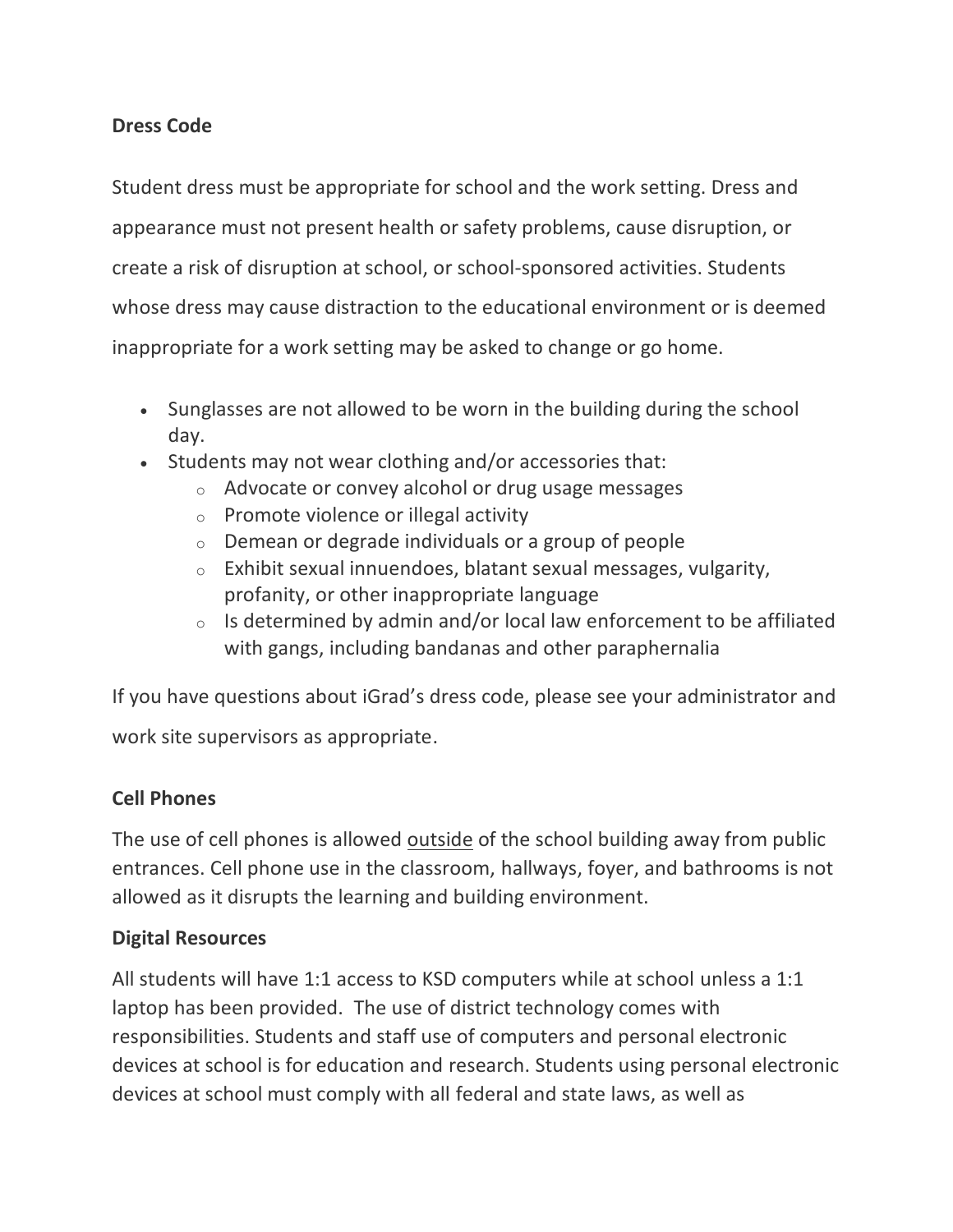**Dress Code**

Student dress must be appropriate for school and the work setting. Dress and appearance must not present health or safety problems, cause disruption, or create a risk of disruption at school, or school-sponsored activities. Students whose dress may cause distraction to the educational environment or is deemed inappropriate for a work setting may be asked to change or go home.

- Sunglasses are not allowed to be worn in the building during the school day.
- Students may not wear clothing and/or accessories that:
  - Advocate or convey alcohol or drug usage messages
  - Promote violence or illegal activity
  - Demean or degrade individuals or a group of people
  - Exhibit sexual innuendoes, blatant sexual messages, vulgarity, profanity, or other inappropriate language
  - Is determined by admin and/or local law enforcement to be affiliated with gangs, including bandanas and other paraphernalia

If you have questions about iGrad's dress code, please see your administrator and work site supervisors as appropriate.

**Cell Phones**

The use of cell phones is allowed <u>outside</u> of the school building away from public entrances. Cell phone use in the classroom, hallways, foyer, and bathrooms is not allowed as it disrupts the learning and building environment.

**Digital Resources**

All students will have 1:1 access to KSD computers while at school unless a 1:1 laptop has been provided. The use of district technology comes with responsibilities. Students and staff use of computers and personal electronic devices at school is for education and research. Students using personal electronic devices at school must comply with all federal and state laws, as well as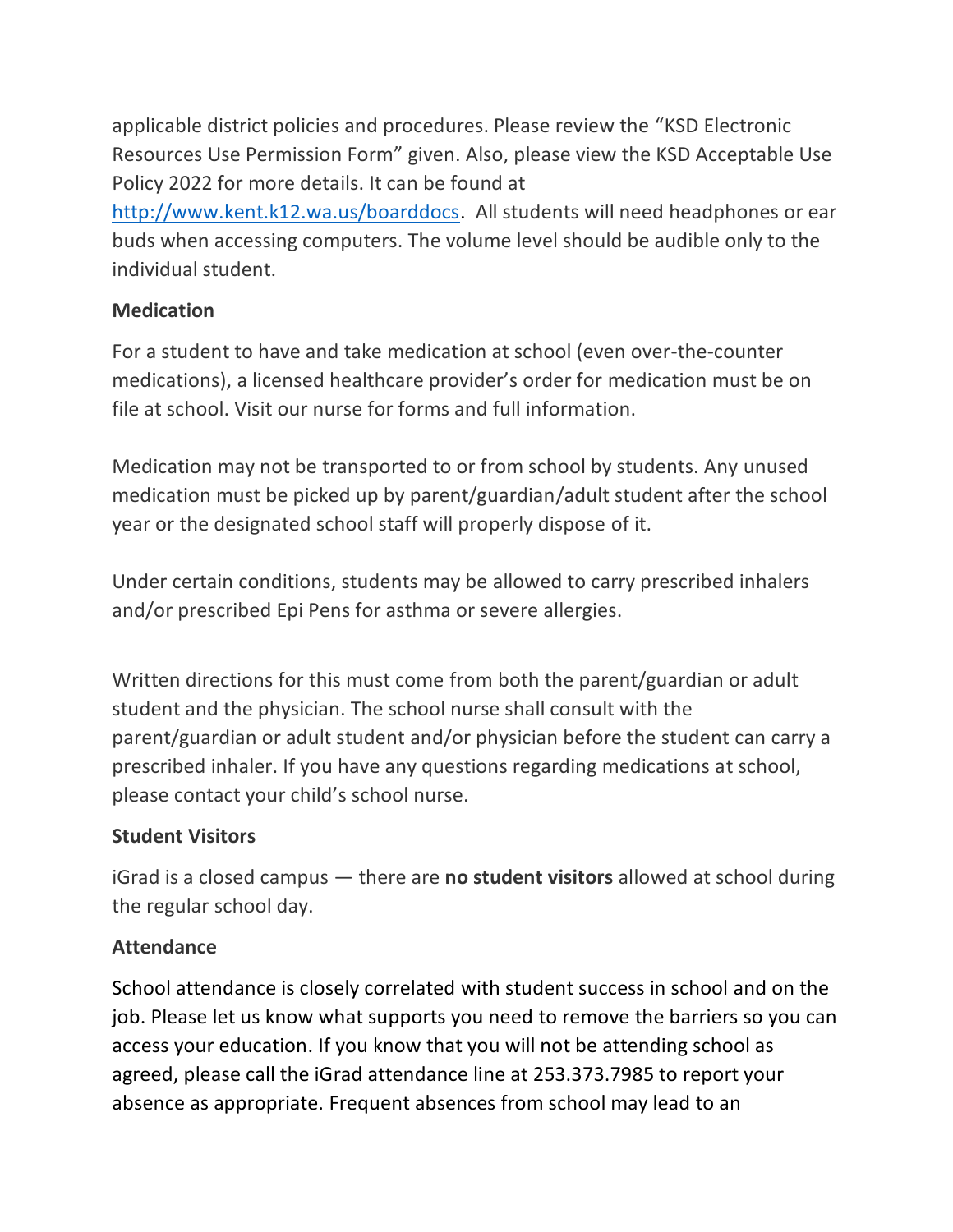applicable district policies and procedures. Please review the "KSD Electronic Resources Use Permission Form" given. Also, please view the KSD Acceptable Use Policy 2022 for more details. It can be found at [http://www.kent.k12.wa.us/boarddocs](http://www.kent.k12.wa.us/boarddocs). All students will need headphones or ear buds when accessing computers. The volume level should be audible only to the individual student.

**Medication**

For a student to have and take medication at school (even over-the-counter medications), a licensed healthcare provider's order for medication must be on file at school. Visit our nurse for forms and full information.

Medication may not be transported to or from school by students. Any unused medication must be picked up by parent/guardian/adult student after the school year or the designated school staff will properly dispose of it.

Under certain conditions, students may be allowed to carry prescribed inhalers and/or prescribed Epi Pens for asthma or severe allergies.

Written directions for this must come from both the parent/guardian or adult student and the physician. The school nurse shall consult with the parent/guardian or adult student and/or physician before the student can carry a prescribed inhaler. If you have any questions regarding medications at school, please contact your child's school nurse.

**Student Visitors**

iGrad is a closed campus — there are **no student visitors** allowed at school during the regular school day.

**Attendance**

School attendance is closely correlated with student success in school and on the job. Please let us know what supports you need to remove the barriers so you can access your education. If you know that you will not be attending school as agreed, please call the iGrad attendance line at 253.373.7985 to report your absence as appropriate. Frequent absences from school may lead to an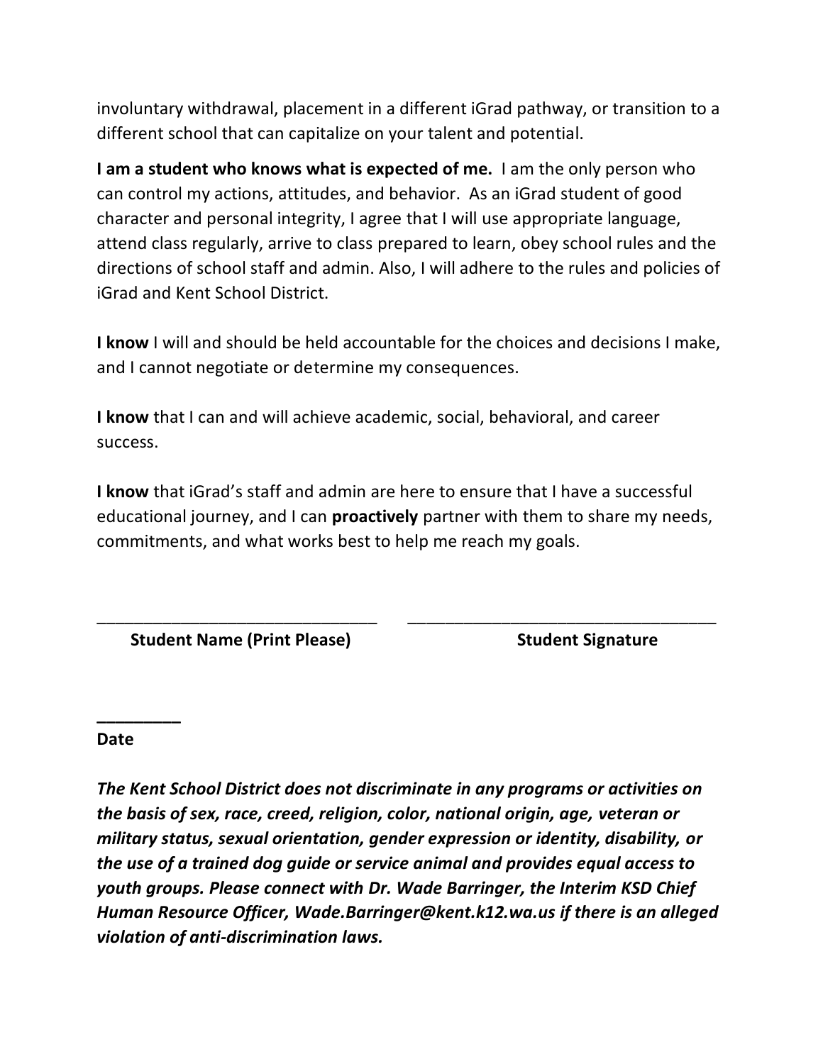involuntary withdrawal, placement in a different iGrad pathway, or transition to a different school that can capitalize on your talent and potential.

**I am a student who knows what is expected of me.** I am the only person who can control my actions, attitudes, and behavior. As an iGrad student of good character and personal integrity, I agree that I will use appropriate language, attend class regularly, arrive to class prepared to learn, obey school rules and the directions of school staff and admin. Also, I will adhere to the rules and policies of iGrad and Kent School District.

**I know** I will and should be held accountable for the choices and decisions I make, and I cannot negotiate or determine my consequences.

**I know** that I can and will achieve academic, social, behavioral, and career success.

**I know** that iGrad's staff and admin are here to ensure that I have a successful educational journey, and I can **proactively** partner with them to share my needs, commitments, and what works best to help me reach my goals.

_______________________________ ___________________________________

**Student Name (Print Please)** **Student Signature**

_________
**Date**

***The Kent School District does not discriminate in any programs or activities on the basis of sex, race, creed, religion, color, national origin, age, veteran or military status, sexual orientation, gender expression or identity, disability, or the use of a trained dog guide or service animal and provides equal access to youth groups. Please connect with Dr. Wade Barringer, the Interim KSD Chief Human Resource Officer, Wade.Barringer@kent.k12.wa.us if there is an alleged violation of anti-discrimination laws.***